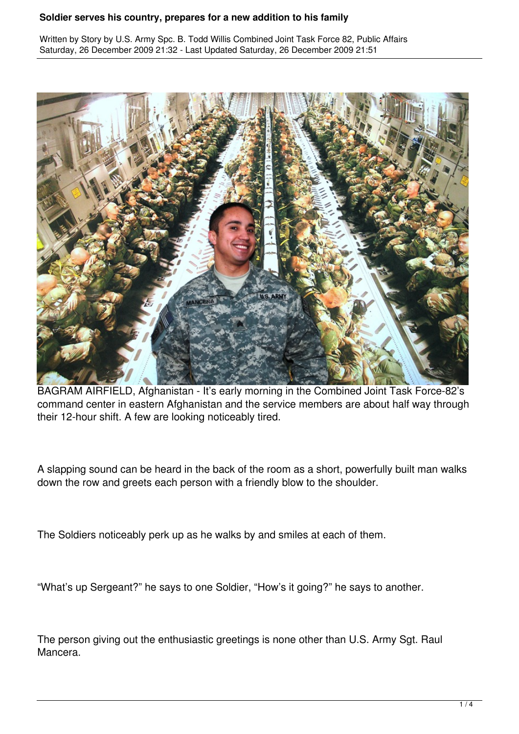# Soldier serves his country, prepares for a new addition to his family

Written by Story by U.S. Army Spc. B. Todd Willis Combined Joint Task Force 82, Public Affairs
Saturday, 26 December 2009 21:32 - Last Updated Saturday, 26 December 2009 21:51

BAGRAM AIRFIELD, Afghanistan - It's early morning in the Combined Joint Task Force-82's command center in eastern Afghanistan and the service members are about half way through their 12-hour shift. A few are looking noticeably tired.

A slapping sound can be heard in the back of the room as a short, powerfully built man walks down the row and greets each person with a friendly blow to the shoulder.

The Soldiers noticeably perk up as he walks by and smiles at each of them.

"What's up Sergeant?" he says to one Soldier, "How's it going?" he says to another.

The person giving out the enthusiastic greetings is none other than U.S. Army Sgt. Raul Mancera.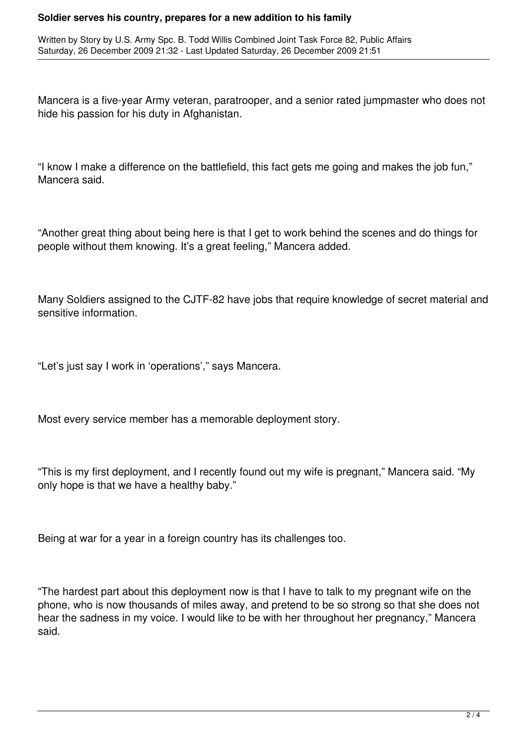Mancera is a five-year Army veteran, paratrooper, and a senior rated jumpmaster who does not hide his passion for his duty in Afghanistan.

“I know I make a difference on the battlefield, this fact gets me going and makes the job fun,” Mancera said.

“Another great thing about being here is that I get to work behind the scenes and do things for people without them knowing. It’s a great feeling,” Mancera added.

Many Soldiers assigned to the CJTF-82 have jobs that require knowledge of secret material and sensitive information.

“Let’s just say I work in ‘operations’,” says Mancera.

Most every service member has a memorable deployment story.

“This is my first deployment, and I recently found out my wife is pregnant,” Mancera said. “My only hope is that we have a healthy baby.”

Being at war for a year in a foreign country has its challenges too.

“The hardest part about this deployment now is that I have to talk to my pregnant wife on the phone, who is now thousands of miles away, and pretend to be so strong so that she does not hear the sadness in my voice. I would like to be with her throughout her pregnancy,” Mancera said.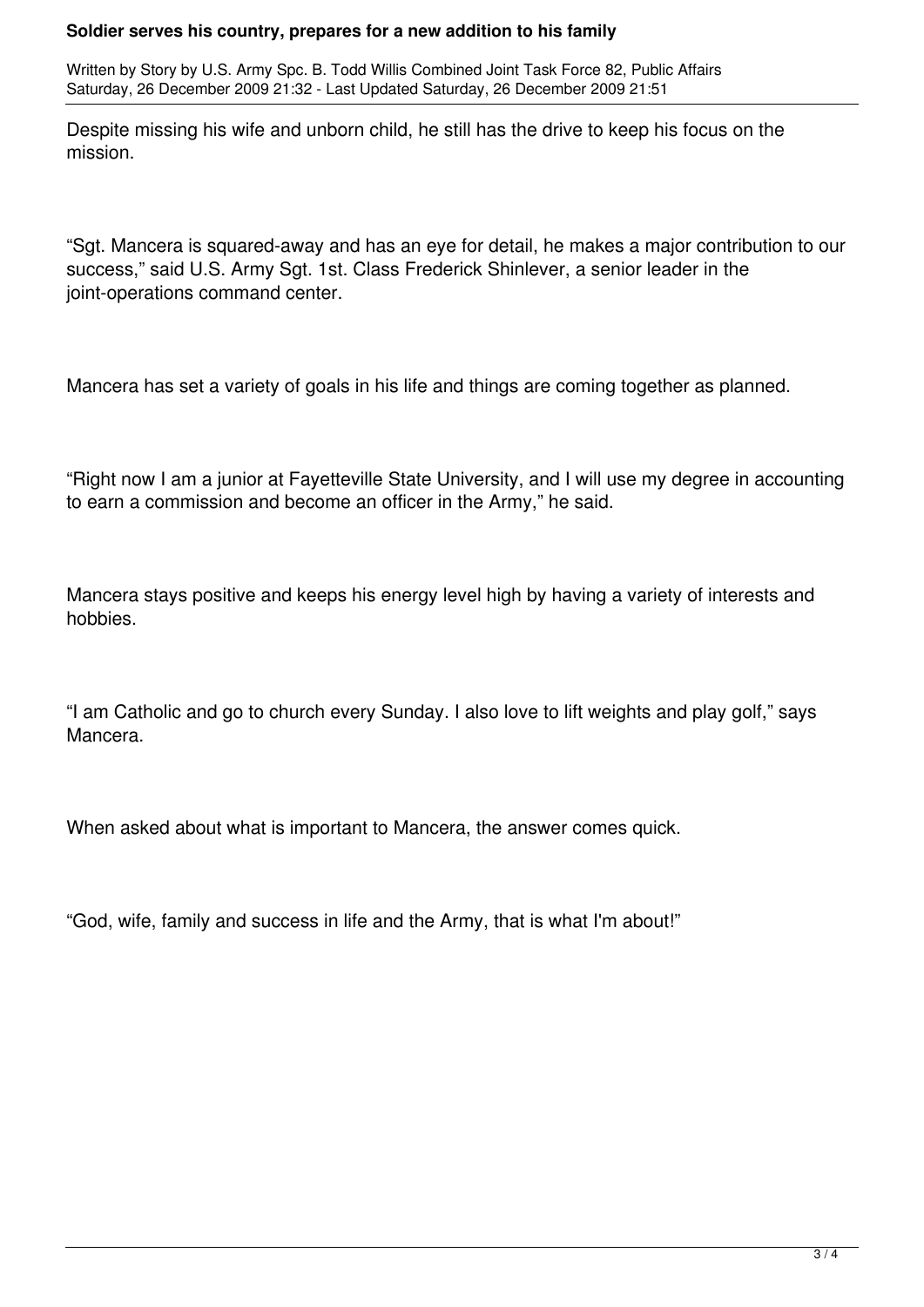Despite missing his wife and unborn child, he still has the drive to keep his focus on the mission.

“Sgt. Mancera is squared-away and has an eye for detail, he makes a major contribution to our success,” said U.S. Army Sgt. 1st. Class Frederick Shinlever, a senior leader in the joint-operations command center.

Mancera has set a variety of goals in his life and things are coming together as planned.

“Right now I am a junior at Fayetteville State University, and I will use my degree in accounting to earn a commission and become an officer in the Army,” he said.

Mancera stays positive and keeps his energy level high by having a variety of interests and hobbies.

“I am Catholic and go to church every Sunday. I also love to lift weights and play golf,” says Mancera.

When asked about what is important to Mancera, the answer comes quick.

“God, wife, family and success in life and the Army, that is what I'm about!”